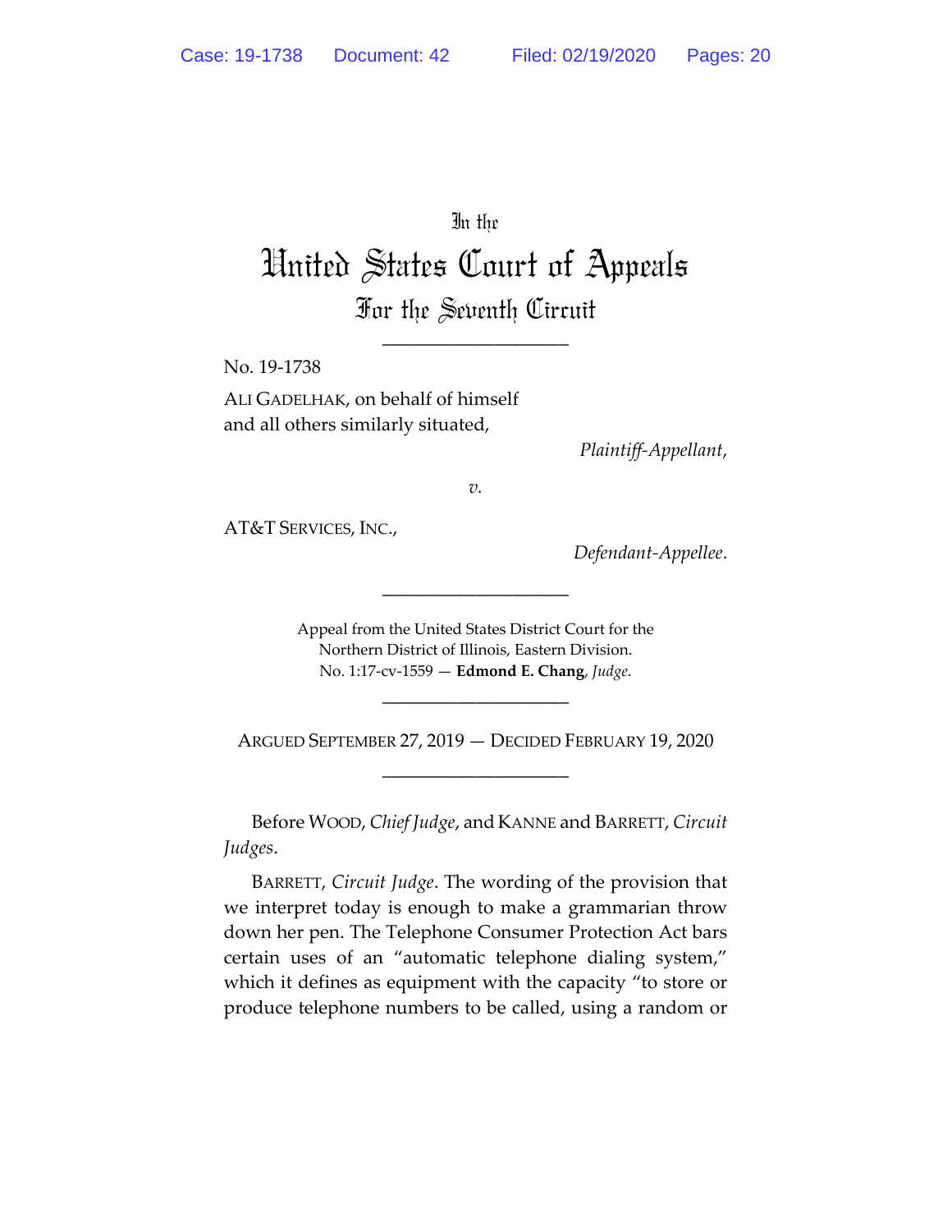In the

# United States Court of Appeals

## For the Seventh Circuit

---

No. 19-1738

ALI GADELHAK, on behalf of himself and all others similarly situated,

*Plaintiff-Appellant*,

*v.*

AT&T SERVICES, INC.,

*Defendant-Appellee*.

---

Appeal from the United States District Court for the Northern District of Illinois, Eastern Division.
No. 1:17-cv-1559 — **Edmond E. Chang**, *Judge*.

---

ARGUED SEPTEMBER 27, 2019 — DECIDED FEBRUARY 19, 2020

---

Before WOOD, *Chief Judge*, and KANNE and BARRETT, *Circuit Judges*.

BARRETT, *Circuit Judge*. The wording of the provision that we interpret today is enough to make a grammarian throw down her pen. The Telephone Consumer Protection Act bars certain uses of an "automatic telephone dialing system," which it defines as equipment with the capacity "to store or produce telephone numbers to be called, using a random or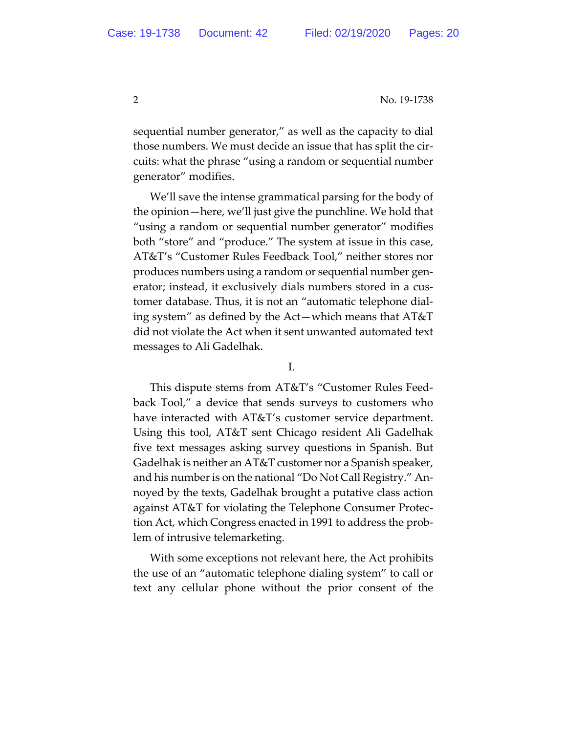sequential number generator," as well as the capacity to dial those numbers. We must decide an issue that has split the circuits: what the phrase "using a random or sequential number generator" modifies.

We'll save the intense grammatical parsing for the body of the opinion—here, we'll just give the punchline. We hold that "using a random or sequential number generator" modifies both "store" and "produce." The system at issue in this case, AT&T's "Customer Rules Feedback Tool," neither stores nor produces numbers using a random or sequential number generator; instead, it exclusively dials numbers stored in a customer database. Thus, it is not an "automatic telephone dialing system" as defined by the Act—which means that AT&T did not violate the Act when it sent unwanted automated text messages to Ali Gadelhak.

## I.

This dispute stems from AT&T's "Customer Rules Feedback Tool," a device that sends surveys to customers who have interacted with AT&T's customer service department. Using this tool, AT&T sent Chicago resident Ali Gadelhak five text messages asking survey questions in Spanish. But Gadelhak is neither an AT&T customer nor a Spanish speaker, and his number is on the national "Do Not Call Registry." Annoyed by the texts, Gadelhak brought a putative class action against AT&T for violating the Telephone Consumer Protection Act, which Congress enacted in 1991 to address the problem of intrusive telemarketing.

With some exceptions not relevant here, the Act prohibits the use of an "automatic telephone dialing system" to call or text any cellular phone without the prior consent of the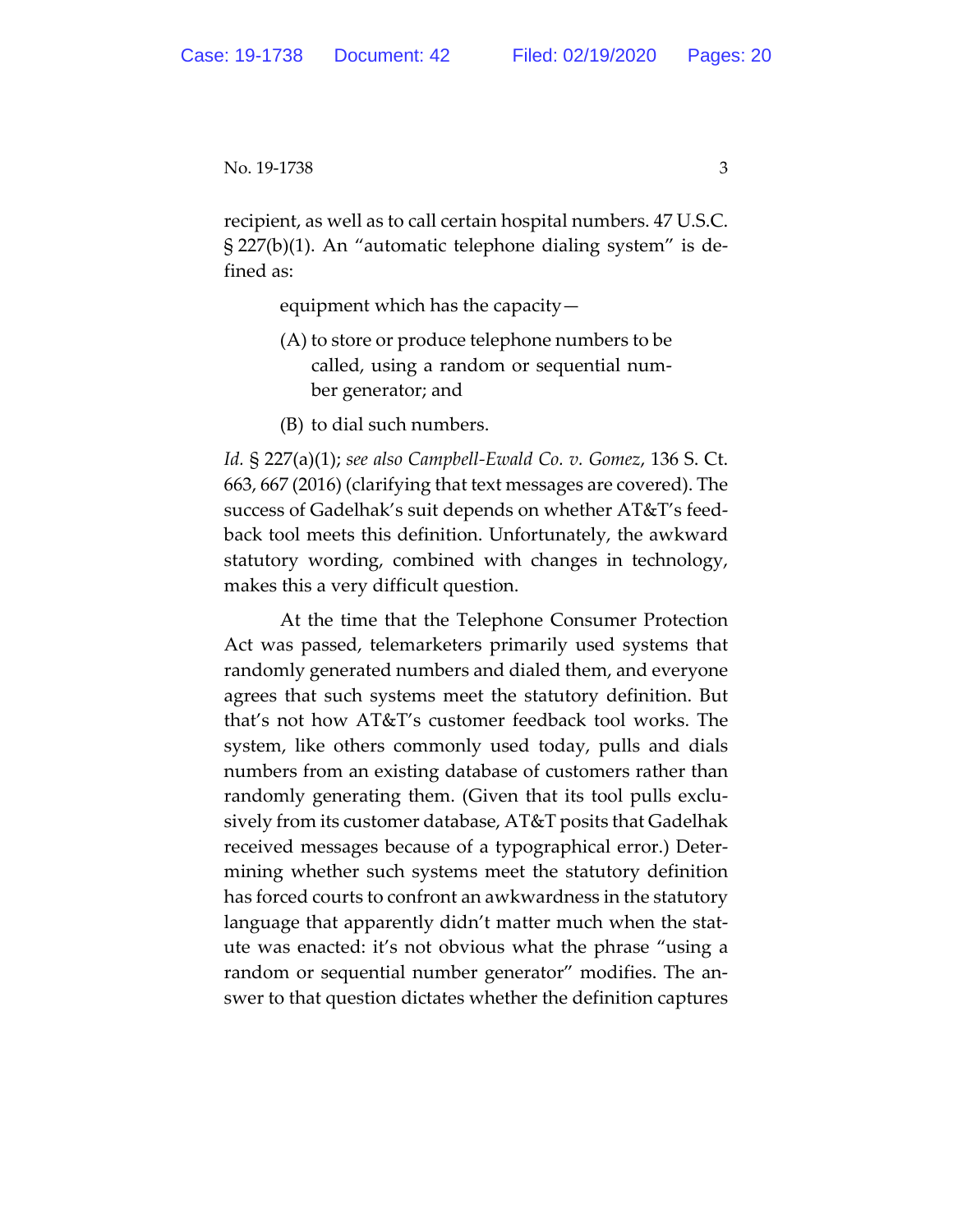recipient, as well as to call certain hospital numbers. 47 U.S.C. § 227(b)(1). An "automatic telephone dialing system" is defined as:

> equipment which has the capacity—
>
> (A) to store or produce telephone numbers to be called, using a random or sequential number generator; and
>
> (B) to dial such numbers.

*Id.* § 227(a)(1); *see also Campbell-Ewald Co. v. Gomez*, 136 S. Ct. 663, 667 (2016) (clarifying that text messages are covered). The success of Gadelhak's suit depends on whether AT&T's feedback tool meets this definition. Unfortunately, the awkward statutory wording, combined with changes in technology, makes this a very difficult question.

At the time that the Telephone Consumer Protection Act was passed, telemarketers primarily used systems that randomly generated numbers and dialed them, and everyone agrees that such systems meet the statutory definition. But that's not how AT&T's customer feedback tool works. The system, like others commonly used today, pulls and dials numbers from an existing database of customers rather than randomly generating them. (Given that its tool pulls exclusively from its customer database, AT&T posits that Gadelhak received messages because of a typographical error.) Determining whether such systems meet the statutory definition has forced courts to confront an awkwardness in the statutory language that apparently didn't matter much when the statute was enacted: it's not obvious what the phrase "using a random or sequential number generator" modifies. The answer to that question dictates whether the definition captures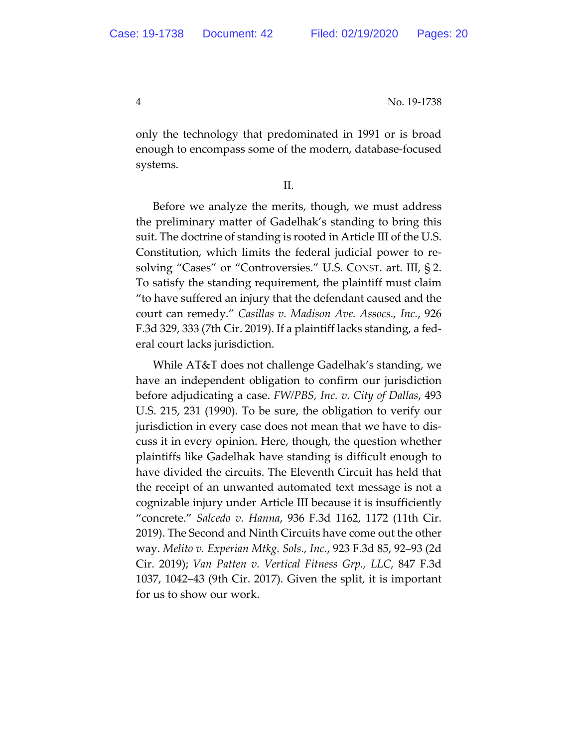only the technology that predominated in 1991 or is broad enough to encompass some of the modern, database-focused systems.

## II.

Before we analyze the merits, though, we must address the preliminary matter of Gadelhak's standing to bring this suit. The doctrine of standing is rooted in Article III of the U.S. Constitution, which limits the federal judicial power to resolving "Cases" or "Controversies." U.S. CONST. art. III, § 2. To satisfy the standing requirement, the plaintiff must claim "to have suffered an injury that the defendant caused and the court can remedy." *Casillas v. Madison Ave. Assocs., Inc.*, 926 F.3d 329, 333 (7th Cir. 2019). If a plaintiff lacks standing, a federal court lacks jurisdiction.

While AT&T does not challenge Gadelhak's standing, we have an independent obligation to confirm our jurisdiction before adjudicating a case. *FW/PBS, Inc. v. City of Dallas*, 493 U.S. 215, 231 (1990). To be sure, the obligation to verify our jurisdiction in every case does not mean that we have to discuss it in every opinion. Here, though, the question whether plaintiffs like Gadelhak have standing is difficult enough to have divided the circuits. The Eleventh Circuit has held that the receipt of an unwanted automated text message is not a cognizable injury under Article III because it is insufficiently "concrete." *Salcedo v. Hanna*, 936 F.3d 1162, 1172 (11th Cir. 2019). The Second and Ninth Circuits have come out the other way. *Melito v. Experian Mtkg. Sols., Inc.*, 923 F.3d 85, 92–93 (2d Cir. 2019); *Van Patten v. Vertical Fitness Grp., LLC*, 847 F.3d 1037, 1042–43 (9th Cir. 2017). Given the split, it is important for us to show our work.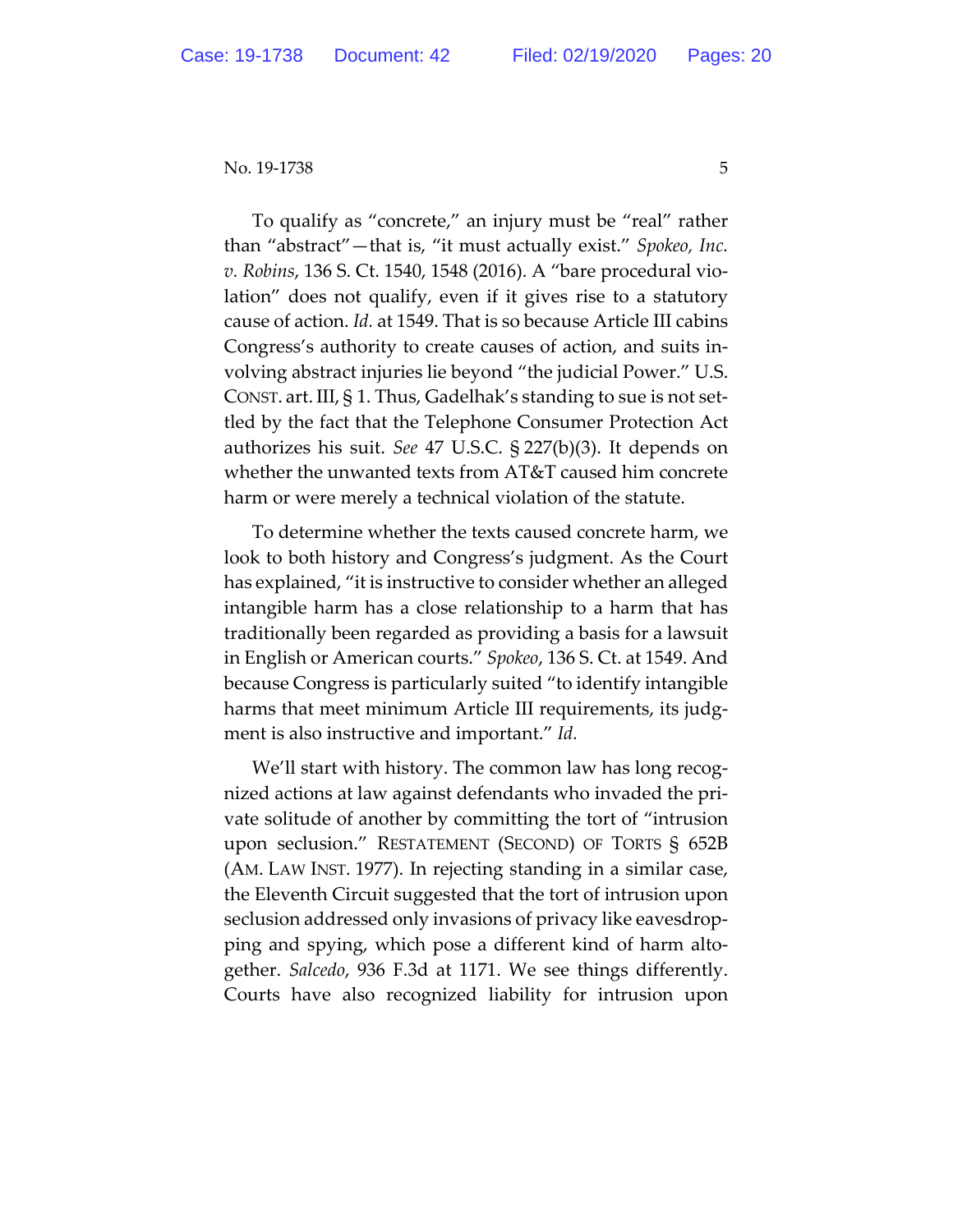To qualify as "concrete," an injury must be "real" rather than "abstract"—that is, "it must actually exist." *Spokeo, Inc. v. Robins*, 136 S. Ct. 1540, 1548 (2016). A "bare procedural violation" does not qualify, even if it gives rise to a statutory cause of action. *Id.* at 1549. That is so because Article III cabins Congress's authority to create causes of action, and suits involving abstract injuries lie beyond "the judicial Power." U.S. CONST. art. III, § 1. Thus, Gadelhak's standing to sue is not settled by the fact that the Telephone Consumer Protection Act authorizes his suit. *See* 47 U.S.C. § 227(b)(3). It depends on whether the unwanted texts from AT&T caused him concrete harm or were merely a technical violation of the statute.

To determine whether the texts caused concrete harm, we look to both history and Congress's judgment. As the Court has explained, "it is instructive to consider whether an alleged intangible harm has a close relationship to a harm that has traditionally been regarded as providing a basis for a lawsuit in English or American courts." *Spokeo*, 136 S. Ct. at 1549. And because Congress is particularly suited "to identify intangible harms that meet minimum Article III requirements, its judgment is also instructive and important." *Id.*

We'll start with history. The common law has long recognized actions at law against defendants who invaded the private solitude of another by committing the tort of "intrusion upon seclusion." RESTATEMENT (SECOND) OF TORTS § 652B (AM. LAW INST. 1977). In rejecting standing in a similar case, the Eleventh Circuit suggested that the tort of intrusion upon seclusion addressed only invasions of privacy like eavesdropping and spying, which pose a different kind of harm altogether. *Salcedo*, 936 F.3d at 1171. We see things differently. Courts have also recognized liability for intrusion upon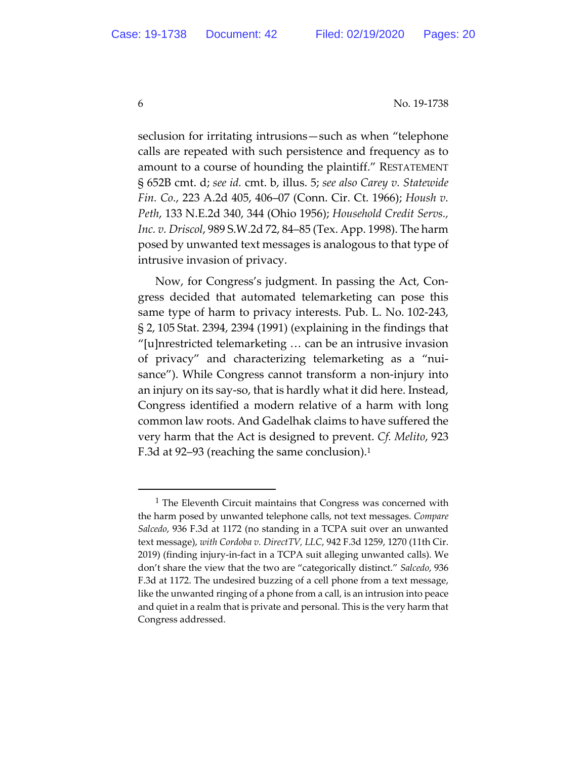seclusion for irritating intrusions—such as when "telephone calls are repeated with such persistence and frequency as to amount to a course of hounding the plaintiff." RESTATEMENT § 652B cmt. d; *see id.* cmt. b, illus. 5; *see also Carey v. Statewide Fin. Co.*, 223 A.2d 405, 406–07 (Conn. Cir. Ct. 1966); *Housh v. Peth*, 133 N.E.2d 340, 344 (Ohio 1956); *Household Credit Servs., Inc. v. Driscol*, 989 S.W.2d 72, 84–85 (Tex. App. 1998). The harm posed by unwanted text messages is analogous to that type of intrusive invasion of privacy.

Now, for Congress's judgment. In passing the Act, Congress decided that automated telemarketing can pose this same type of harm to privacy interests. Pub. L. No. 102-243, § 2, 105 Stat. 2394, 2394 (1991) (explaining in the findings that "[u]nrestricted telemarketing … can be an intrusive invasion of privacy" and characterizing telemarketing as a "nuisance"). While Congress cannot transform a non-injury into an injury on its say-so, that is hardly what it did here. Instead, Congress identified a modern relative of a harm with long common law roots. And Gadelhak claims to have suffered the very harm that the Act is designed to prevent. *Cf. Melito*, 923 F.3d at 92–93 (reaching the same conclusion).[1]

---

[1] The Eleventh Circuit maintains that Congress was concerned with the harm posed by unwanted telephone calls, not text messages. *Compare Salcedo*, 936 F.3d at 1172 (no standing in a TCPA suit over an unwanted text message), *with Cordoba v. DirectTV, LLC*, 942 F.3d 1259, 1270 (11th Cir. 2019) (finding injury-in-fact in a TCPA suit alleging unwanted calls). We don't share the view that the two are "categorically distinct." *Salcedo*, 936 F.3d at 1172. The undesired buzzing of a cell phone from a text message, like the unwanted ringing of a phone from a call, is an intrusion into peace and quiet in a realm that is private and personal. This is the very harm that Congress addressed.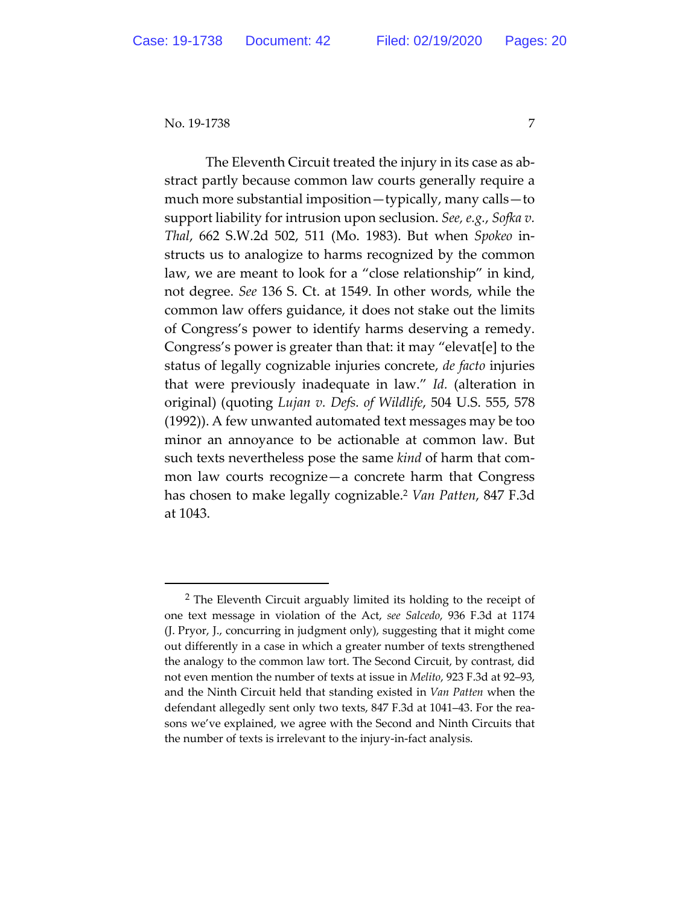The Eleventh Circuit treated the injury in its case as abstract partly because common law courts generally require a much more substantial imposition—typically, many calls—to support liability for intrusion upon seclusion. *See, e.g.*, *Sofka v. Thal*, 662 S.W.2d 502, 511 (Mo. 1983). But when *Spokeo* instructs us to analogize to harms recognized by the common law, we are meant to look for a "close relationship" in kind, not degree. *See* 136 S. Ct. at 1549. In other words, while the common law offers guidance, it does not stake out the limits of Congress's power to identify harms deserving a remedy. Congress's power is greater than that: it may "elevat[e] to the status of legally cognizable injuries concrete, *de facto* injuries that were previously inadequate in law." *Id.* (alteration in original) (quoting *Lujan v. Defs. of Wildlife*, 504 U.S. 555, 578 (1992)). A few unwanted automated text messages may be too minor an annoyance to be actionable at common law. But such texts nevertheless pose the same *kind* of harm that common law courts recognize—a concrete harm that Congress has chosen to make legally cognizable.[2] *Van Patten*, 847 F.3d at 1043.

---

[2] The Eleventh Circuit arguably limited its holding to the receipt of one text message in violation of the Act, *see Salcedo*, 936 F.3d at 1174 (J. Pryor, J., concurring in judgment only), suggesting that it might come out differently in a case in which a greater number of texts strengthened the analogy to the common law tort. The Second Circuit, by contrast, did not even mention the number of texts at issue in *Melito*, 923 F.3d at 92–93, and the Ninth Circuit held that standing existed in *Van Patten* when the defendant allegedly sent only two texts, 847 F.3d at 1041–43. For the reasons we've explained, we agree with the Second and Ninth Circuits that the number of texts is irrelevant to the injury-in-fact analysis.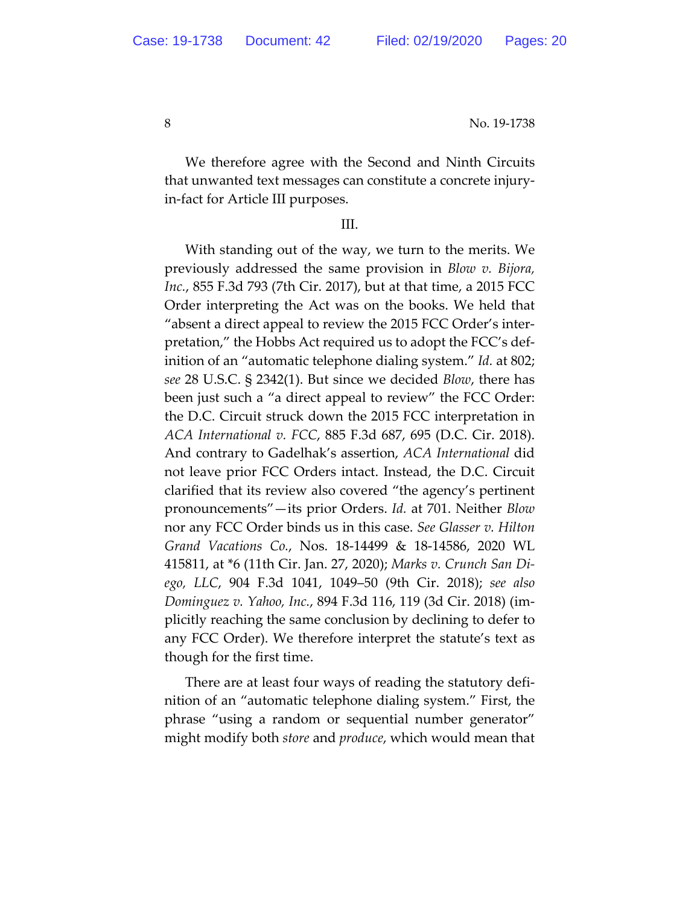We therefore agree with the Second and Ninth Circuits that unwanted text messages can constitute a concrete injury-in-fact for Article III purposes.

III.

With standing out of the way, we turn to the merits. We previously addressed the same provision in *Blow v. Bijora, Inc.*, 855 F.3d 793 (7th Cir. 2017), but at that time, a 2015 FCC Order interpreting the Act was on the books. We held that "absent a direct appeal to review the 2015 FCC Order's interpretation," the Hobbs Act required us to adopt the FCC's definition of an "automatic telephone dialing system." *Id.* at 802; *see* 28 U.S.C. § 2342(1). But since we decided *Blow*, there has been just such a "a direct appeal to review" the FCC Order: the D.C. Circuit struck down the 2015 FCC interpretation in *ACA International v. FCC*, 885 F.3d 687, 695 (D.C. Cir. 2018). And contrary to Gadelhak's assertion, *ACA International* did not leave prior FCC Orders intact. Instead, the D.C. Circuit clarified that its review also covered "the agency's pertinent pronouncements"—its prior Orders. *Id.* at 701. Neither *Blow* nor any FCC Order binds us in this case. *See Glasser v. Hilton Grand Vacations Co.*, Nos. 18-14499 & 18-14586, 2020 WL 415811, at *6 (11th Cir. Jan. 27, 2020); *Marks v. Crunch San Diego, LLC*, 904 F.3d 1041, 1049–50 (9th Cir. 2018); *see also Dominguez v. Yahoo, Inc.*, 894 F.3d 116, 119 (3d Cir. 2018) (implicitly reaching the same conclusion by declining to defer to any FCC Order). We therefore interpret the statute's text as though for the first time.

There are at least four ways of reading the statutory definition of an "automatic telephone dialing system." First, the phrase "using a random or sequential number generator" might modify both *store* and *produce*, which would mean that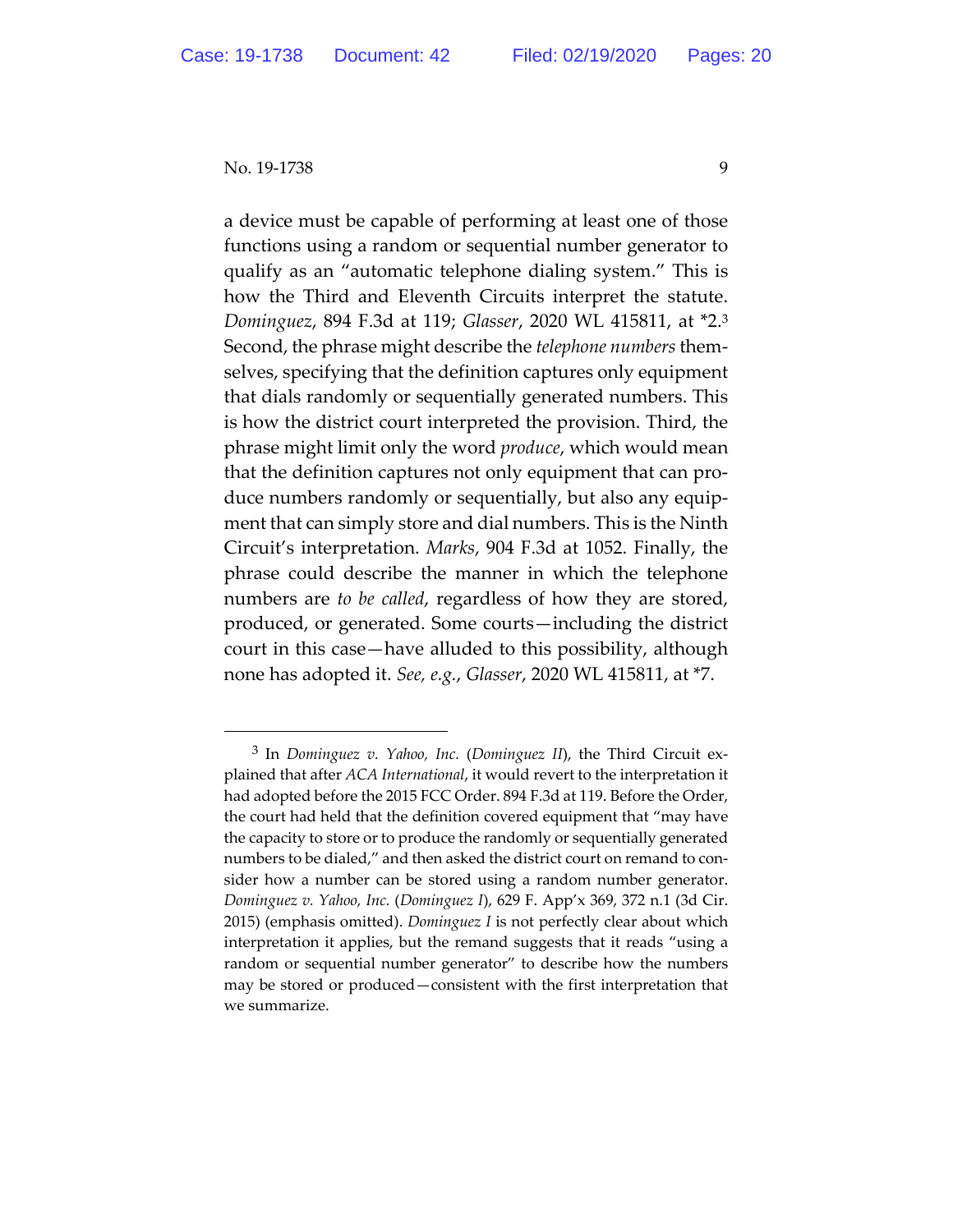a device must be capable of performing at least one of those functions using a random or sequential number generator to qualify as an "automatic telephone dialing system." This is how the Third and Eleventh Circuits interpret the statute. *Dominguez*, 894 F.3d at 119; *Glasser*, 2020 WL 415811, at *2.[3] Second, the phrase might describe the *telephone numbers* themselves, specifying that the definition captures only equipment that dials randomly or sequentially generated numbers. This is how the district court interpreted the provision. Third, the phrase might limit only the word *produce*, which would mean that the definition captures not only equipment that can produce numbers randomly or sequentially, but also any equipment that can simply store and dial numbers. This is the Ninth Circuit's interpretation. *Marks*, 904 F.3d at 1052. Finally, the phrase could describe the manner in which the telephone numbers are *to be called*, regardless of how they are stored, produced, or generated. Some courts—including the district court in this case—have alluded to this possibility, although none has adopted it. *See, e.g.*, *Glasser*, 2020 WL 415811, at *7.

---

[3] In *Dominguez v. Yahoo, Inc.* (*Dominguez II*), the Third Circuit explained that after *ACA International*, it would revert to the interpretation it had adopted before the 2015 FCC Order. 894 F.3d at 119. Before the Order, the court had held that the definition covered equipment that "may have the capacity to store or to produce the randomly or sequentially generated numbers to be dialed," and then asked the district court on remand to consider how a number can be stored using a random number generator. *Dominguez v. Yahoo, Inc.* (*Dominguez I*), 629 F. App'x 369, 372 n.1 (3d Cir. 2015) (emphasis omitted). *Dominguez I* is not perfectly clear about which interpretation it applies, but the remand suggests that it reads "using a random or sequential number generator" to describe how the numbers may be stored or produced—consistent with the first interpretation that we summarize.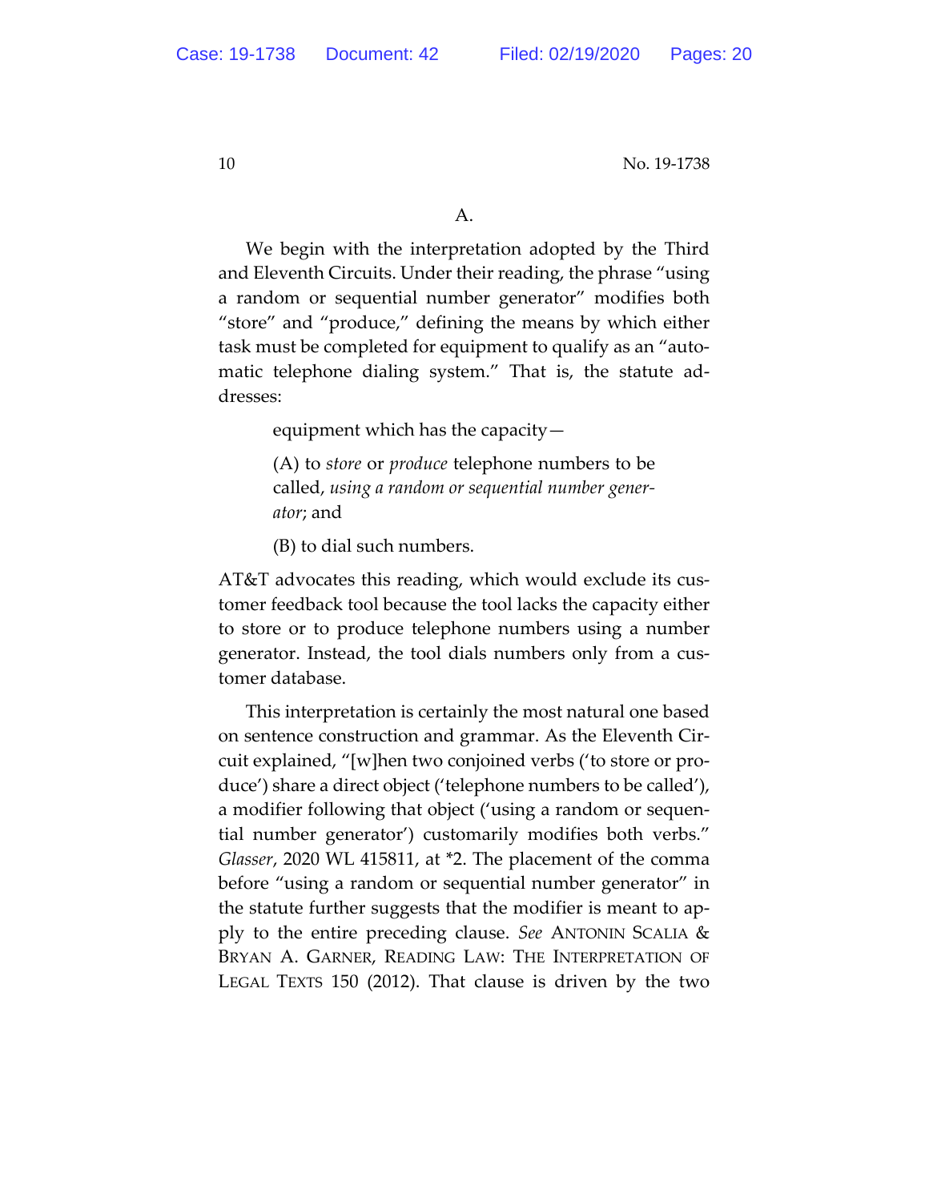A.

We begin with the interpretation adopted by the Third and Eleventh Circuits. Under their reading, the phrase "using a random or sequential number generator" modifies both "store" and "produce," defining the means by which either task must be completed for equipment to qualify as an "automatic telephone dialing system." That is, the statute addresses:

> equipment which has the capacity—
>
> (A) to *store* or *produce* telephone numbers to be called, *using a random or sequential number generator*; and
>
> (B) to dial such numbers.

AT&T advocates this reading, which would exclude its customer feedback tool because the tool lacks the capacity either to store or to produce telephone numbers using a number generator. Instead, the tool dials numbers only from a customer database.

This interpretation is certainly the most natural one based on sentence construction and grammar. As the Eleventh Circuit explained, "[w]hen two conjoined verbs ('to store or produce') share a direct object ('telephone numbers to be called'), a modifier following that object ('using a random or sequential number generator') customarily modifies both verbs." *Glasser*, 2020 WL 415811, at *2. The placement of the comma before "using a random or sequential number generator" in the statute further suggests that the modifier is meant to apply to the entire preceding clause. *See* ANTONIN SCALIA & BRYAN A. GARNER, READING LAW: THE INTERPRETATION OF LEGAL TEXTS 150 (2012). That clause is driven by the two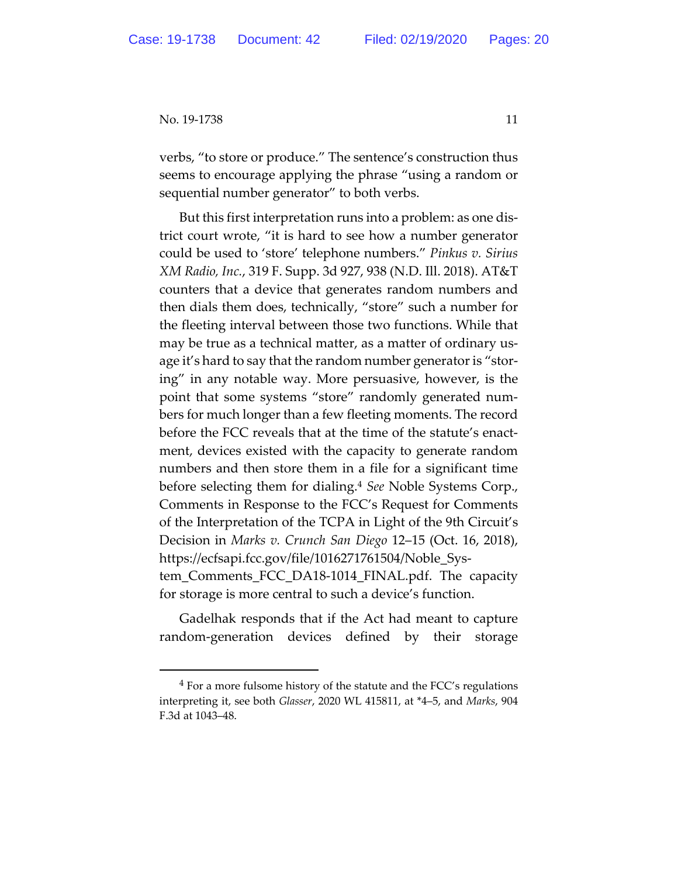verbs, "to store or produce." The sentence's construction thus seems to encourage applying the phrase "using a random or sequential number generator" to both verbs.

But this first interpretation runs into a problem: as one district court wrote, "it is hard to see how a number generator could be used to 'store' telephone numbers." *Pinkus v. Sirius XM Radio, Inc.*, 319 F. Supp. 3d 927, 938 (N.D. Ill. 2018). AT&T counters that a device that generates random numbers and then dials them does, technically, "store" such a number for the fleeting interval between those two functions. While that may be true as a technical matter, as a matter of ordinary usage it's hard to say that the random number generator is "storing" in any notable way. More persuasive, however, is the point that some systems "store" randomly generated numbers for much longer than a few fleeting moments. The record before the FCC reveals that at the time of the statute's enactment, devices existed with the capacity to generate random numbers and then store them in a file for a significant time before selecting them for dialing.[4] *See* Noble Systems Corp., Comments in Response to the FCC's Request for Comments of the Interpretation of the TCPA in Light of the 9th Circuit's Decision in *Marks v. Crunch San Diego* 12–15 (Oct. 16, 2018), https://ecfsapi.fcc.gov/file/1016271761504/Noble_System_Comments_FCC_DA18-1014_FINAL.pdf. The capacity for storage is more central to such a device's function.

Gadelhak responds that if the Act had meant to capture random-generation devices defined by their storage

---

[4] For a more fulsome history of the statute and the FCC's regulations interpreting it, see both *Glasser*, 2020 WL 415811, at *4–5, and *Marks*, 904 F.3d at 1043–48.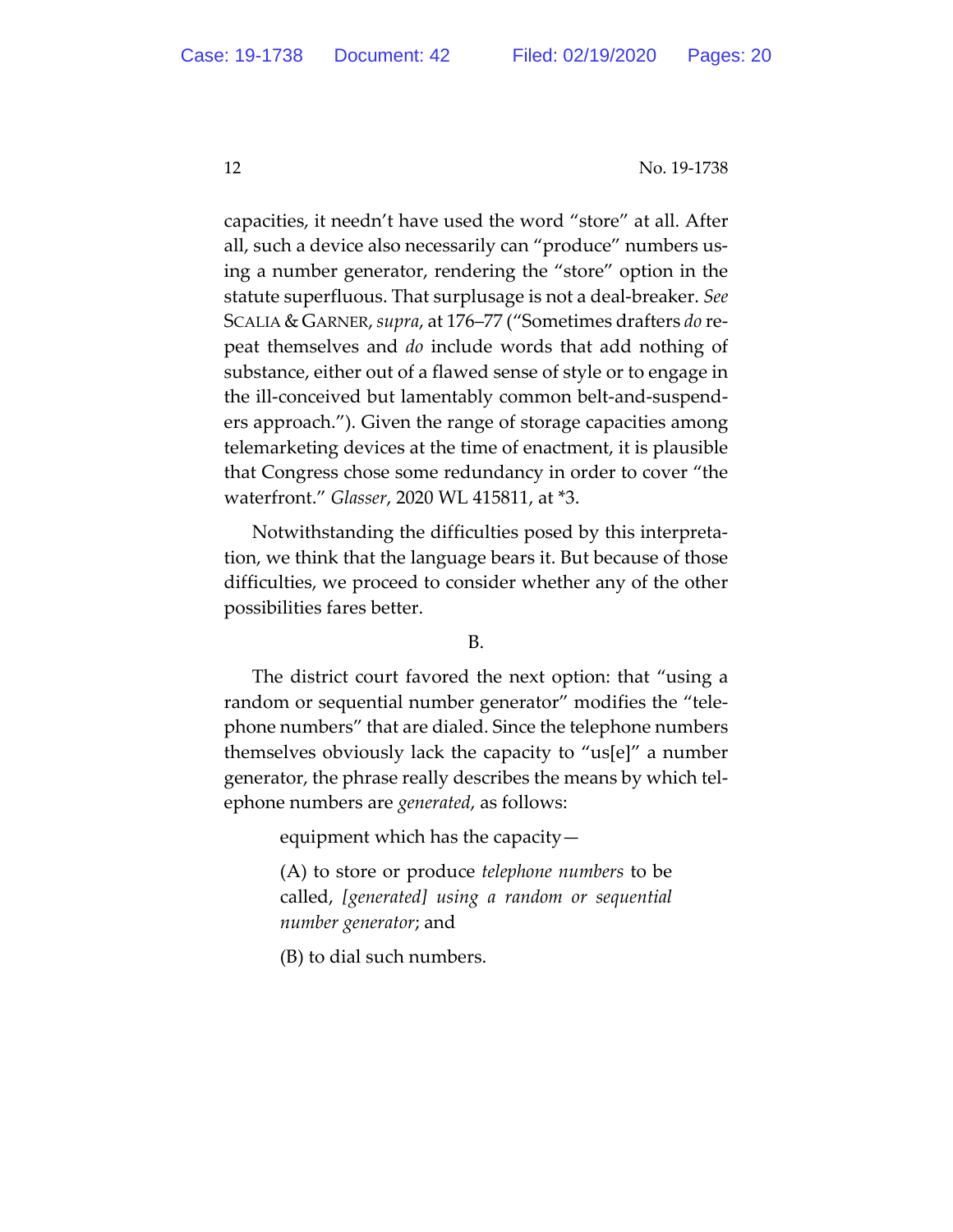capacities, it needn't have used the word "store" at all. After all, such a device also necessarily can "produce" numbers using a number generator, rendering the "store" option in the statute superfluous. That surplusage is not a deal-breaker. *See* SCALIA & GARNER, *supra*, at 176–77 ("Sometimes drafters *do* repeat themselves and *do* include words that add nothing of substance, either out of a flawed sense of style or to engage in the ill-conceived but lamentably common belt-and-suspenders approach."). Given the range of storage capacities among telemarketing devices at the time of enactment, it is plausible that Congress chose some redundancy in order to cover "the waterfront." *Glasser*, 2020 WL 415811, at *3.

Notwithstanding the difficulties posed by this interpretation, we think that the language bears it. But because of those difficulties, we proceed to consider whether any of the other possibilities fares better.

B.

The district court favored the next option: that "using a random or sequential number generator" modifies the "telephone numbers" that are dialed. Since the telephone numbers themselves obviously lack the capacity to "us[e]" a number generator, the phrase really describes the means by which telephone numbers are *generated*, as follows:

> equipment which has the capacity—
>
> (A) to store or produce *telephone numbers* to be called, *[generated] using a random or sequential number generator*; and
>
> (B) to dial such numbers.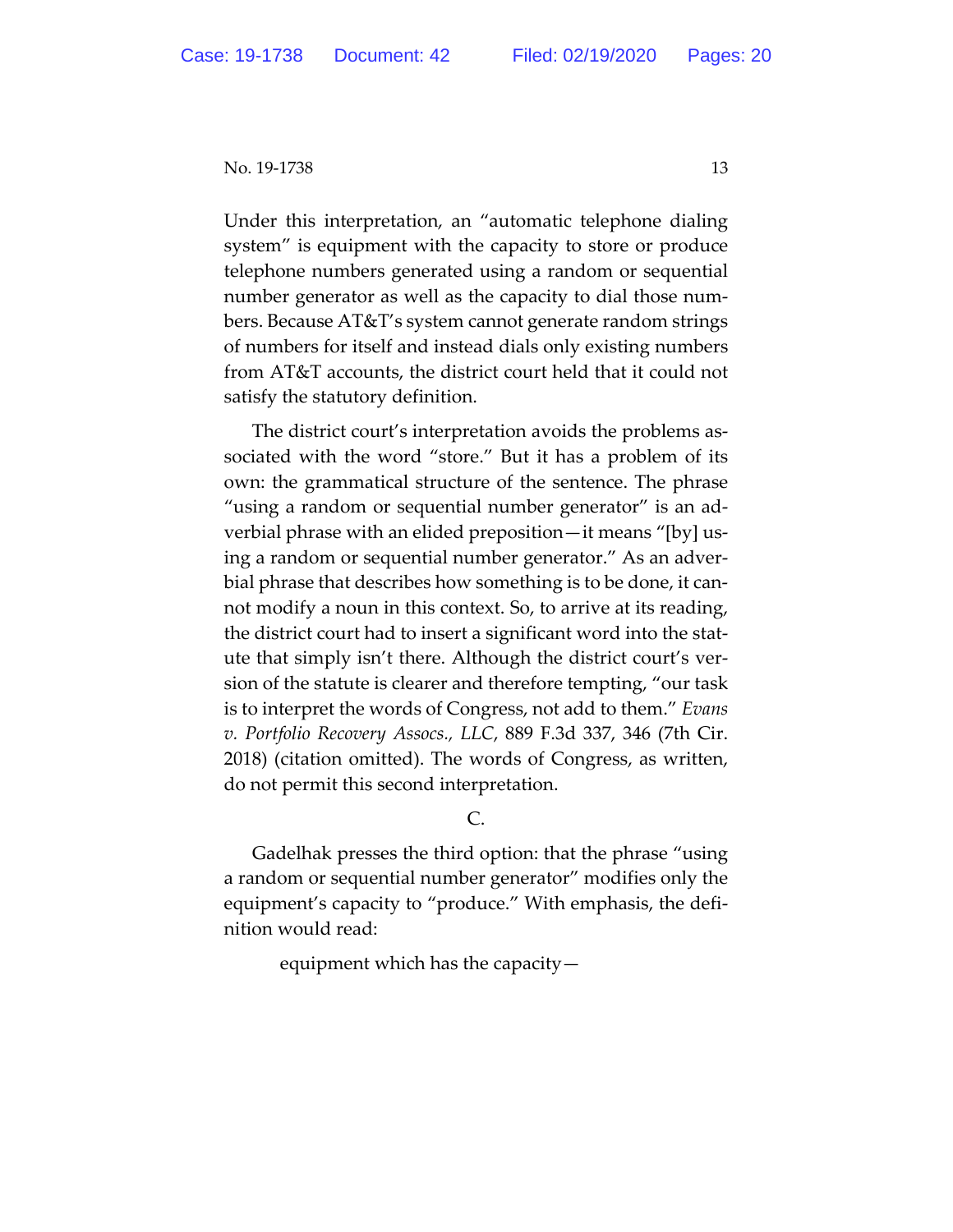Under this interpretation, an "automatic telephone dialing system" is equipment with the capacity to store or produce telephone numbers generated using a random or sequential number generator as well as the capacity to dial those numbers. Because AT&T's system cannot generate random strings of numbers for itself and instead dials only existing numbers from AT&T accounts, the district court held that it could not satisfy the statutory definition.

The district court's interpretation avoids the problems associated with the word "store." But it has a problem of its own: the grammatical structure of the sentence. The phrase "using a random or sequential number generator" is an adverbial phrase with an elided preposition—it means "[by] using a random or sequential number generator." As an adverbial phrase that describes how something is to be done, it cannot modify a noun in this context. So, to arrive at its reading, the district court had to insert a significant word into the statute that simply isn't there. Although the district court's version of the statute is clearer and therefore tempting, "our task is to interpret the words of Congress, not add to them." *Evans v. Portfolio Recovery Assocs., LLC*, 889 F.3d 337, 346 (7th Cir. 2018) (citation omitted). The words of Congress, as written, do not permit this second interpretation.

### C.

Gadelhak presses the third option: that the phrase "using a random or sequential number generator" modifies only the equipment's capacity to "produce." With emphasis, the definition would read:

> equipment which has the capacity—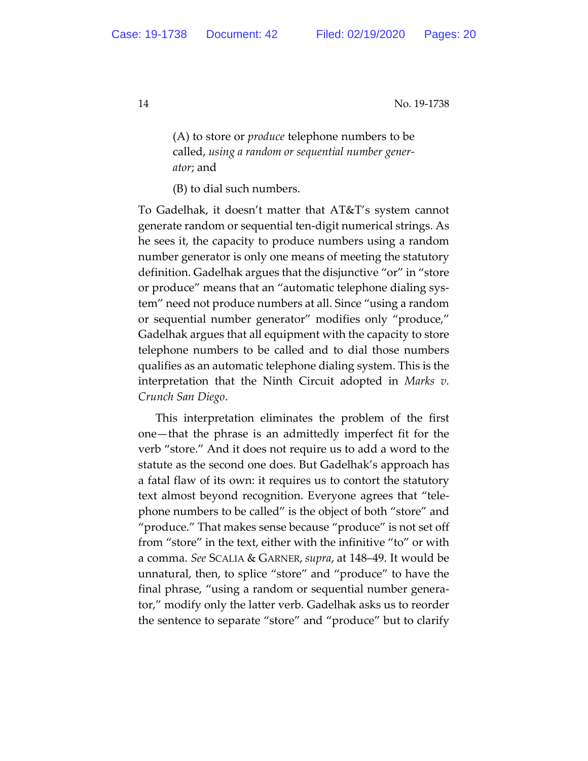> (A) to store or *produce* telephone numbers to be called, *using a random or sequential number generator*; and
>
> (B) to dial such numbers.

To Gadelhak, it doesn't matter that AT&T's system cannot generate random or sequential ten-digit numerical strings. As he sees it, the capacity to produce numbers using a random number generator is only one means of meeting the statutory definition. Gadelhak argues that the disjunctive "or" in "store or produce" means that an "automatic telephone dialing system" need not produce numbers at all. Since "using a random or sequential number generator" modifies only "produce," Gadelhak argues that all equipment with the capacity to store telephone numbers to be called and to dial those numbers qualifies as an automatic telephone dialing system. This is the interpretation that the Ninth Circuit adopted in *Marks v. Crunch San Diego*.

This interpretation eliminates the problem of the first one—that the phrase is an admittedly imperfect fit for the verb "store." And it does not require us to add a word to the statute as the second one does. But Gadelhak's approach has a fatal flaw of its own: it requires us to contort the statutory text almost beyond recognition. Everyone agrees that "telephone numbers to be called" is the object of both "store" and "produce." That makes sense because "produce" is not set off from "store" in the text, either with the infinitive "to" or with a comma. *See* SCALIA & GARNER, *supra*, at 148–49. It would be unnatural, then, to splice "store" and "produce" to have the final phrase, "using a random or sequential number generator," modify only the latter verb. Gadelhak asks us to reorder the sentence to separate "store" and "produce" but to clarify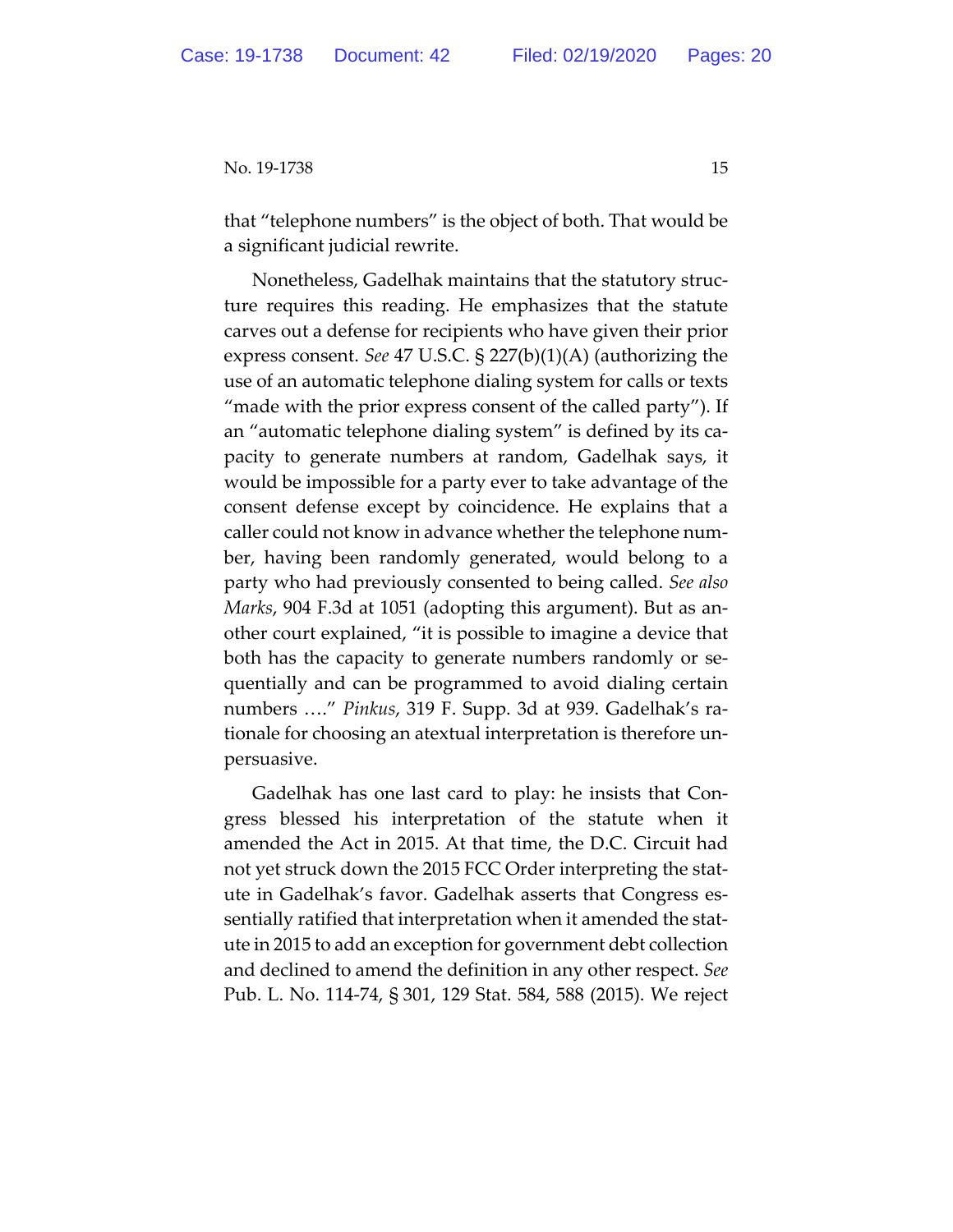that "telephone numbers" is the object of both. That would be a significant judicial rewrite.

Nonetheless, Gadelhak maintains that the statutory structure requires this reading. He emphasizes that the statute carves out a defense for recipients who have given their prior express consent. *See* 47 U.S.C. § 227(b)(1)(A) (authorizing the use of an automatic telephone dialing system for calls or texts "made with the prior express consent of the called party"). If an "automatic telephone dialing system" is defined by its capacity to generate numbers at random, Gadelhak says, it would be impossible for a party ever to take advantage of the consent defense except by coincidence. He explains that a caller could not know in advance whether the telephone number, having been randomly generated, would belong to a party who had previously consented to being called. *See also Marks*, 904 F.3d at 1051 (adopting this argument). But as another court explained, "it is possible to imagine a device that both has the capacity to generate numbers randomly or sequentially and can be programmed to avoid dialing certain numbers …." *Pinkus*, 319 F. Supp. 3d at 939. Gadelhak's rationale for choosing an atextual interpretation is therefore unpersuasive.

Gadelhak has one last card to play: he insists that Congress blessed his interpretation of the statute when it amended the Act in 2015. At that time, the D.C. Circuit had not yet struck down the 2015 FCC Order interpreting the statute in Gadelhak's favor. Gadelhak asserts that Congress essentially ratified that interpretation when it amended the statute in 2015 to add an exception for government debt collection and declined to amend the definition in any other respect. *See* Pub. L. No. 114-74, § 301, 129 Stat. 584, 588 (2015). We reject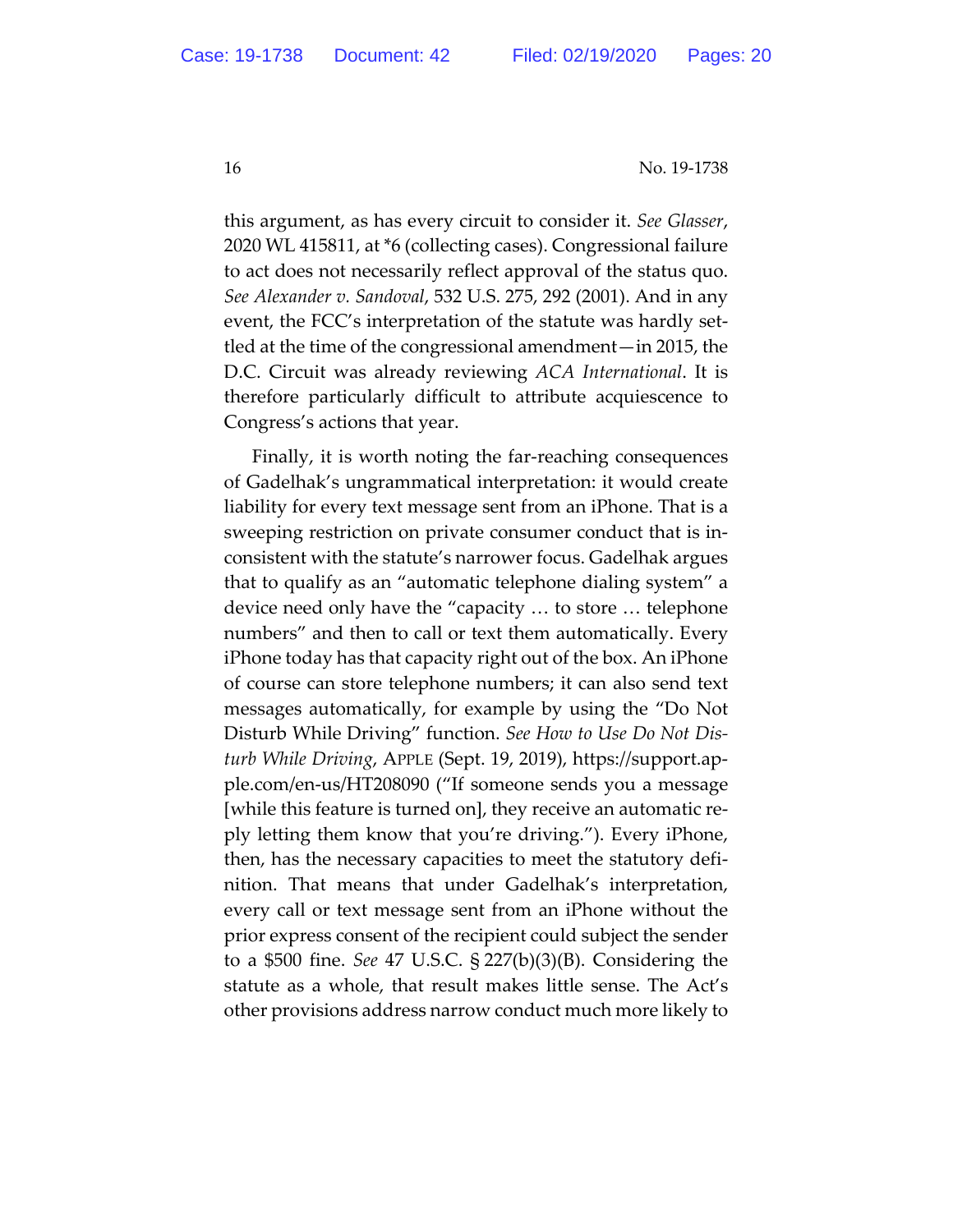this argument, as has every circuit to consider it. *See Glasser*, 2020 WL 415811, at *6 (collecting cases). Congressional failure to act does not necessarily reflect approval of the status quo. *See Alexander v. Sandoval*, 532 U.S. 275, 292 (2001). And in any event, the FCC's interpretation of the statute was hardly settled at the time of the congressional amendment—in 2015, the D.C. Circuit was already reviewing *ACA International*. It is therefore particularly difficult to attribute acquiescence to Congress's actions that year.

Finally, it is worth noting the far-reaching consequences of Gadelhak's ungrammatical interpretation: it would create liability for every text message sent from an iPhone. That is a sweeping restriction on private consumer conduct that is inconsistent with the statute's narrower focus. Gadelhak argues that to qualify as an "automatic telephone dialing system" a device need only have the "capacity … to store … telephone numbers" and then to call or text them automatically. Every iPhone today has that capacity right out of the box. An iPhone of course can store telephone numbers; it can also send text messages automatically, for example by using the "Do Not Disturb While Driving" function. *See How to Use Do Not Disturb While Driving*, APPLE (Sept. 19, 2019), https://support.apple.com/en-us/HT208090 ("If someone sends you a message [while this feature is turned on], they receive an automatic reply letting them know that you're driving."). Every iPhone, then, has the necessary capacities to meet the statutory definition. That means that under Gadelhak's interpretation, every call or text message sent from an iPhone without the prior express consent of the recipient could subject the sender to a $500 fine. *See* 47 U.S.C. § 227(b)(3)(B). Considering the statute as a whole, that result makes little sense. The Act's other provisions address narrow conduct much more likely to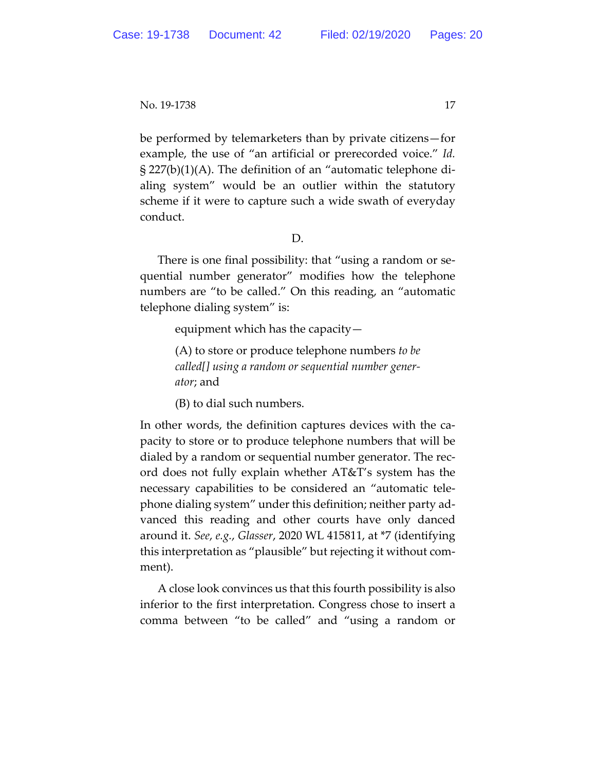be performed by telemarketers than by private citizens—for example, the use of "an artificial or prerecorded voice." *Id.* § 227(b)(1)(A). The definition of an "automatic telephone dialing system" would be an outlier within the statutory scheme if it were to capture such a wide swath of everyday conduct.

D.

There is one final possibility: that "using a random or sequential number generator" modifies how the telephone numbers are "to be called." On this reading, an "automatic telephone dialing system" is:

> equipment which has the capacity—
>
> (A) to store or produce telephone numbers *to be called[] using a random or sequential number generator*; and
>
> (B) to dial such numbers.

In other words, the definition captures devices with the capacity to store or to produce telephone numbers that will be dialed by a random or sequential number generator. The record does not fully explain whether AT&T's system has the necessary capabilities to be considered an "automatic telephone dialing system" under this definition; neither party advanced this reading and other courts have only danced around it. *See, e.g.*, *Glasser*, 2020 WL 415811, at *7 (identifying this interpretation as "plausible" but rejecting it without comment).

A close look convinces us that this fourth possibility is also inferior to the first interpretation. Congress chose to insert a comma between "to be called" and "using a random or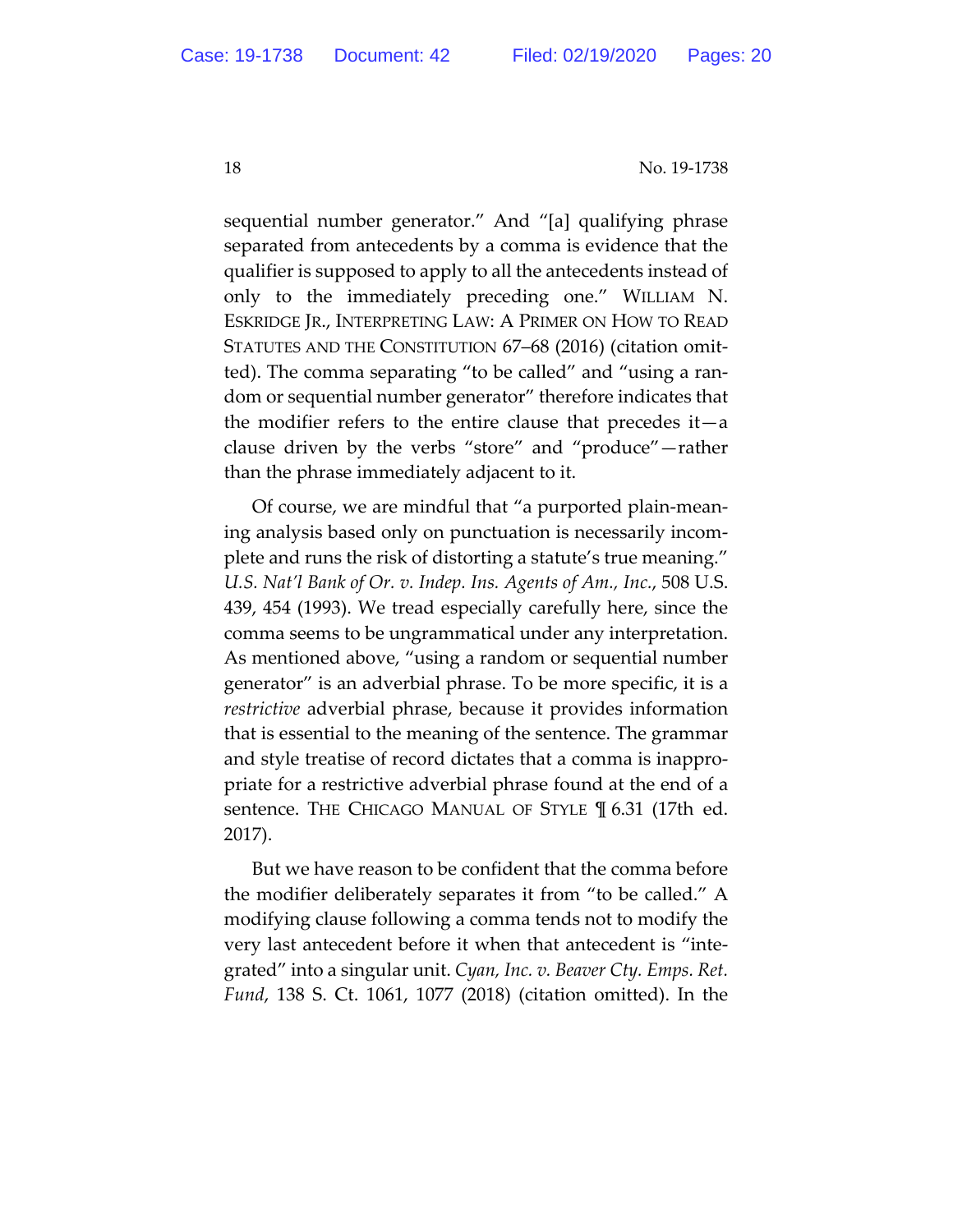sequential number generator." And "[a] qualifying phrase separated from antecedents by a comma is evidence that the qualifier is supposed to apply to all the antecedents instead of only to the immediately preceding one." WILLIAM N. ESKRIDGE JR., INTERPRETING LAW: A PRIMER ON HOW TO READ STATUTES AND THE CONSTITUTION 67–68 (2016) (citation omitted). The comma separating "to be called" and "using a random or sequential number generator" therefore indicates that the modifier refers to the entire clause that precedes it—a clause driven by the verbs "store" and "produce"—rather than the phrase immediately adjacent to it.

Of course, we are mindful that "a purported plain-meaning analysis based only on punctuation is necessarily incomplete and runs the risk of distorting a statute's true meaning." *U.S. Nat'l Bank of Or. v. Indep. Ins. Agents of Am., Inc.*, 508 U.S. 439, 454 (1993). We tread especially carefully here, since the comma seems to be ungrammatical under any interpretation. As mentioned above, "using a random or sequential number generator" is an adverbial phrase. To be more specific, it is a *restrictive* adverbial phrase, because it provides information that is essential to the meaning of the sentence. The grammar and style treatise of record dictates that a comma is inappropriate for a restrictive adverbial phrase found at the end of a sentence. THE CHICAGO MANUAL OF STYLE ¶ 6.31 (17th ed. 2017).

But we have reason to be confident that the comma before the modifier deliberately separates it from "to be called." A modifying clause following a comma tends not to modify the very last antecedent before it when that antecedent is "integrated" into a singular unit. *Cyan, Inc. v. Beaver Cty. Emps. Ret. Fund*, 138 S. Ct. 1061, 1077 (2018) (citation omitted). In the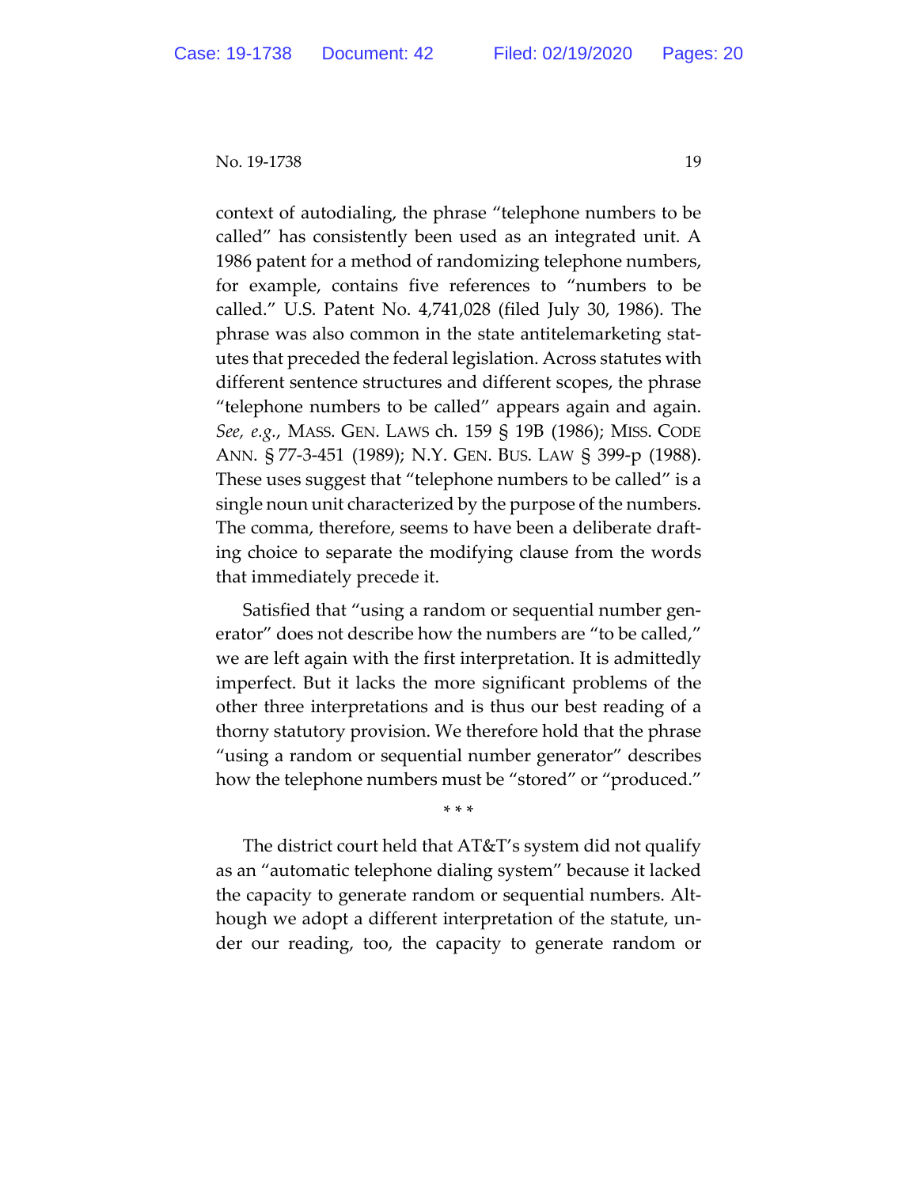context of autodialing, the phrase "telephone numbers to be called" has consistently been used as an integrated unit. A 1986 patent for a method of randomizing telephone numbers, for example, contains five references to "numbers to be called." U.S. Patent No. 4,741,028 (filed July 30, 1986). The phrase was also common in the state antitelemarketing statutes that preceded the federal legislation. Across statutes with different sentence structures and different scopes, the phrase "telephone numbers to be called" appears again and again. *See, e.g.*, MASS. GEN. LAWS ch. 159 § 19B (1986); MISS. CODE ANN. § 77-3-451 (1989); N.Y. GEN. BUS. LAW § 399-p (1988). These uses suggest that "telephone numbers to be called" is a single noun unit characterized by the purpose of the numbers. The comma, therefore, seems to have been a deliberate drafting choice to separate the modifying clause from the words that immediately precede it.

Satisfied that "using a random or sequential number generator" does not describe how the numbers are "to be called," we are left again with the first interpretation. It is admittedly imperfect. But it lacks the more significant problems of the other three interpretations and is thus our best reading of a thorny statutory provision. We therefore hold that the phrase "using a random or sequential number generator" describes how the telephone numbers must be "stored" or "produced."

\* \* \*

The district court held that AT&T's system did not qualify as an "automatic telephone dialing system" because it lacked the capacity to generate random or sequential numbers. Although we adopt a different interpretation of the statute, under our reading, too, the capacity to generate random or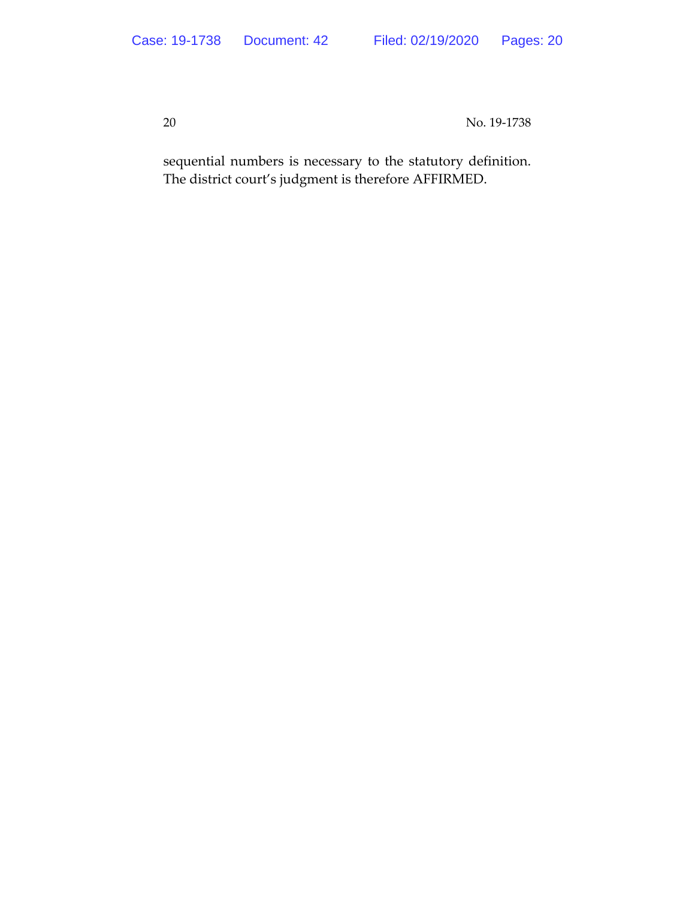sequential numbers is necessary to the statutory definition. The district court's judgment is therefore AFFIRMED.